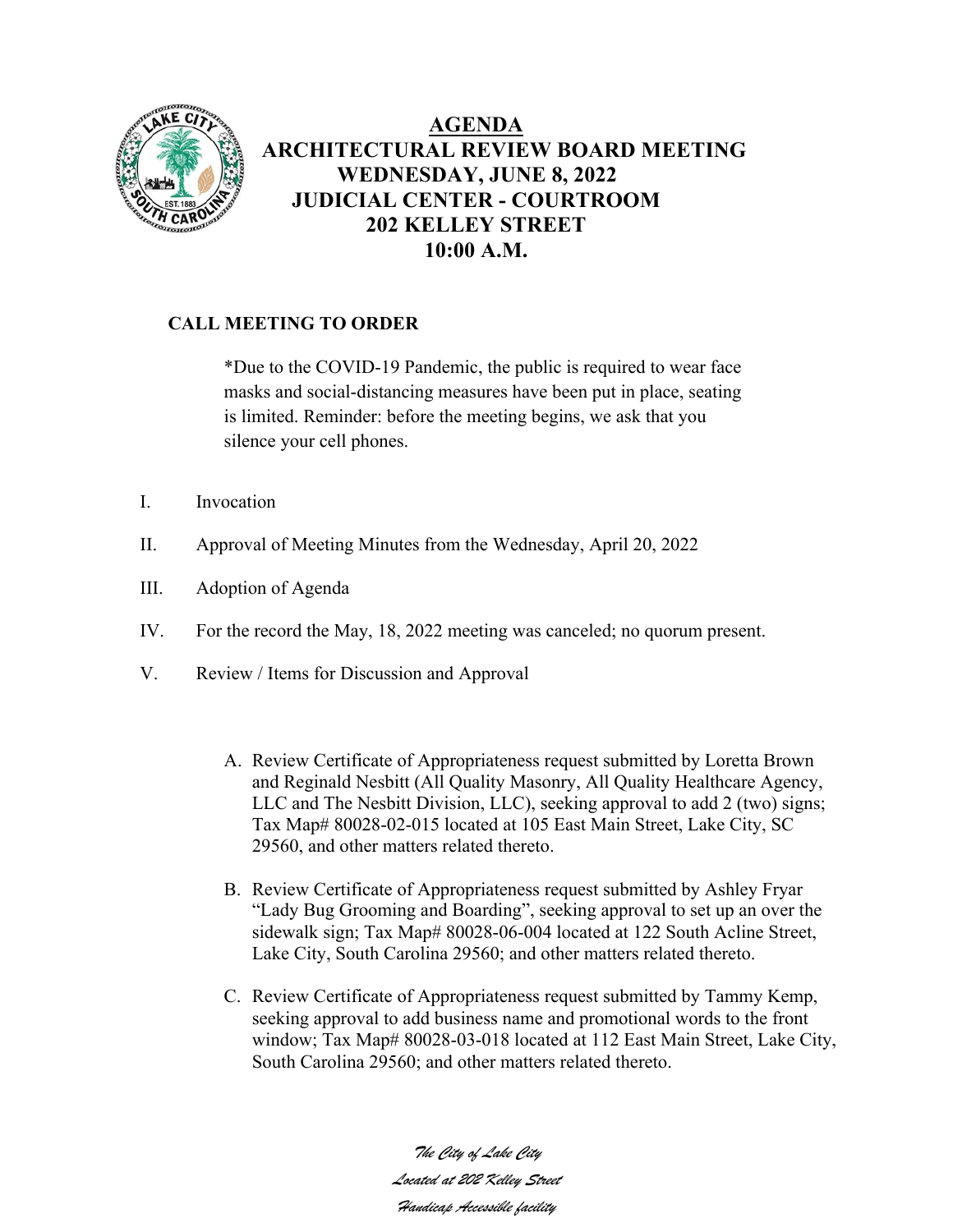# AGENDA

## ARCHITECTURAL REVIEW BOARD MEETING
## WEDNESDAY, JUNE 8, 2022
## JUDICIAL CENTER - COURTROOM
## 202 KELLEY STREET
## 10:00 A.M.

**CALL MEETING TO ORDER**

*Due to the COVID-19 Pandemic, the public is required to wear face masks and social-distancing measures have been put in place, seating is limited. Reminder: before the meeting begins, we ask that you silence your cell phones.

I. Invocation

II. Approval of Meeting Minutes from the Wednesday, April 20, 2022

III. Adoption of Agenda

IV. For the record the May, 18, 2022 meeting was canceled; no quorum present.

V. Review / Items for Discussion and Approval

A. Review Certificate of Appropriateness request submitted by Loretta Brown and Reginald Nesbitt (All Quality Masonry, All Quality Healthcare Agency, LLC and The Nesbitt Division, LLC), seeking approval to add 2 (two) signs; Tax Map# 80028-02-015 located at 105 East Main Street, Lake City, SC 29560, and other matters related thereto.

B. Review Certificate of Appropriateness request submitted by Ashley Fryar "Lady Bug Grooming and Boarding", seeking approval to set up an over the sidewalk sign; Tax Map# 80028-06-004 located at 122 South Acline Street, Lake City, South Carolina 29560; and other matters related thereto.

C. Review Certificate of Appropriateness request submitted by Tammy Kemp, seeking approval to add business name and promotional words to the front window; Tax Map# 80028-03-018 located at 112 East Main Street, Lake City, South Carolina 29560; and other matters related thereto.

*The City of Lake City*
*Located at 202 Kelley Street*
*Handicap Accessible facility*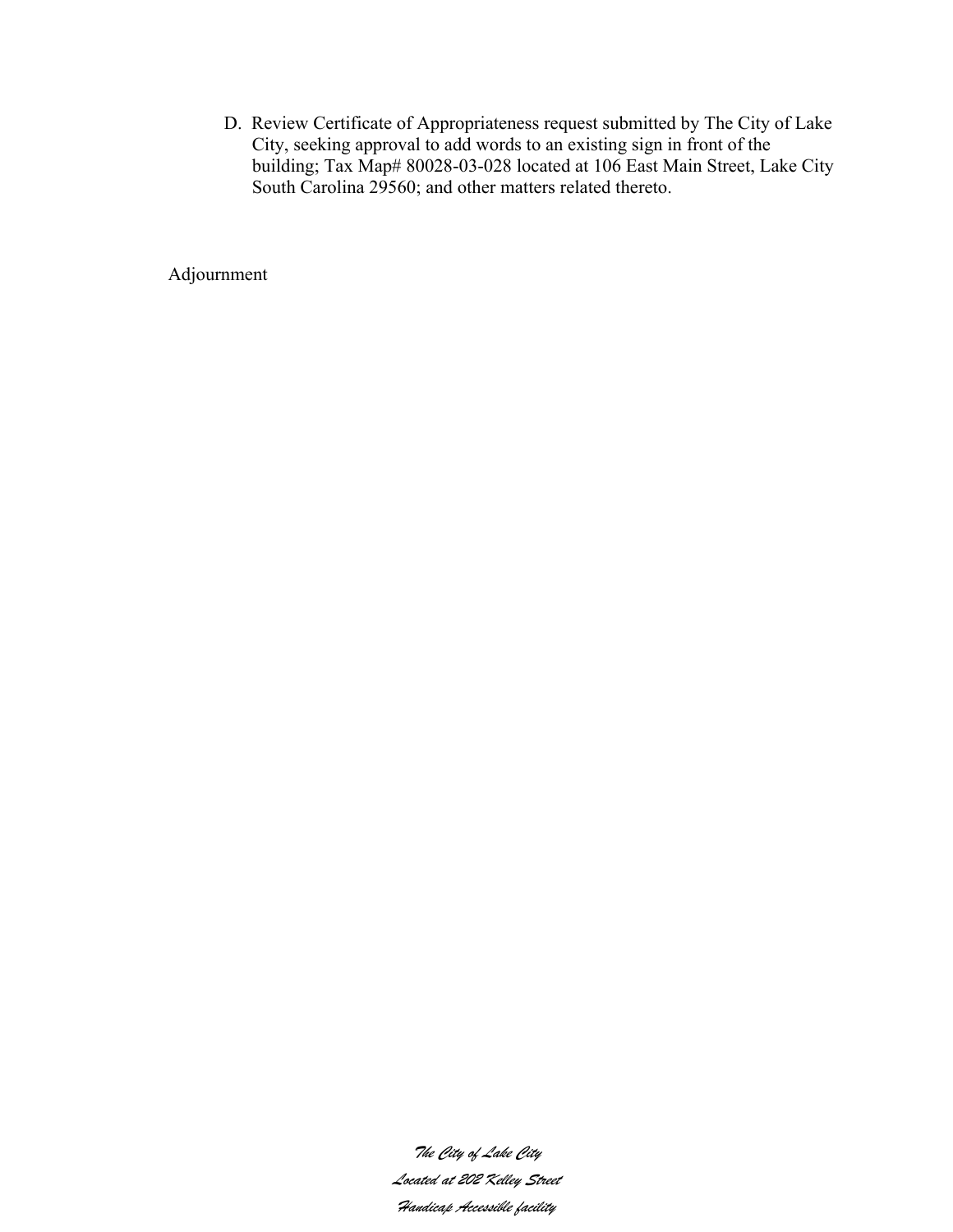D. Review Certificate of Appropriateness request submitted by The City of Lake City, seeking approval to add words to an existing sign in front of the building; Tax Map# 80028-03-028 located at 106 East Main Street, Lake City South Carolina 29560; and other matters related thereto.

Adjournment

*The City of Lake City*

*Located at 202 Kelley Street*

*Handicap Accessible facility*